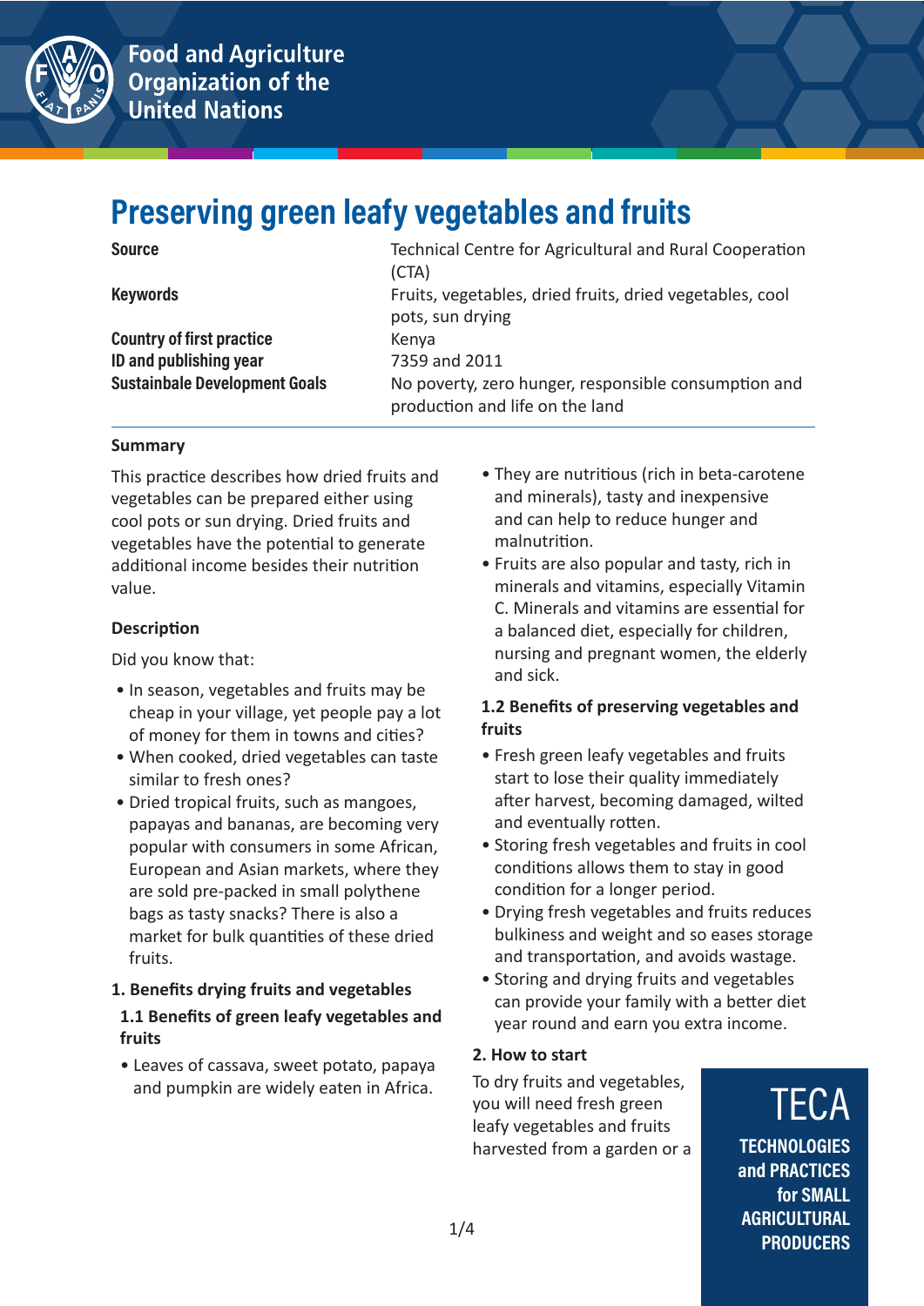# Preserving green leafy vegetables and fruits

| | |
|---|---|
| **Source** | Technical Centre for Agricultural and Rural Cooperation (CTA) |
| **Keywords** | Fruits, vegetables, dried fruits, dried vegetables, cool pots, sun drying |
| **Country of first practice** | Kenya |
| **ID and publishing year** | 7359 and 2011 |
| **Sustainbale Development Goals** | No poverty, zero hunger, responsible consumption and production and life on the land |

### Summary

This practice describes how dried fruits and vegetables can be prepared either using cool pots or sun drying. Dried fruits and vegetables have the potential to generate additional income besides their nutrition value.

### Description

Did you know that:

- In season, vegetables and fruits may be cheap in your village, yet people pay a lot of money for them in towns and cities?
- When cooked, dried vegetables can taste similar to fresh ones?
- Dried tropical fruits, such as mangoes, papayas and bananas, are becoming very popular with consumers in some African, European and Asian markets, where they are sold pre-packed in small polythene bags as tasty snacks? There is also a market for bulk quantities of these dried fruits.

#### 1. Benefits drying fruits and vegetables

##### 1.1 Benefits of green leafy vegetables and fruits

- Leaves of cassava, sweet potato, papaya and pumpkin are widely eaten in Africa.
- They are nutritious (rich in beta-carotene and minerals), tasty and inexpensive and can help to reduce hunger and malnutrition.
- Fruits are also popular and tasty, rich in minerals and vitamins, especially Vitamin C. Minerals and vitamins are essential for a balanced diet, especially for children, nursing and pregnant women, the elderly and sick.

##### 1.2 Benefits of preserving vegetables and fruits

- Fresh green leafy vegetables and fruits start to lose their quality immediately after harvest, becoming damaged, wilted and eventually rotten.
- Storing fresh vegetables and fruits in cool conditions allows them to stay in good condition for a longer period.
- Drying fresh vegetables and fruits reduces bulkiness and weight and so eases storage and transportation, and avoids wastage.
- Storing and drying fruits and vegetables can provide your family with a better diet year round and earn you extra income.

#### 2. How to start

To dry fruits and vegetables, you will need fresh green leafy vegetables and fruits harvested from a garden or a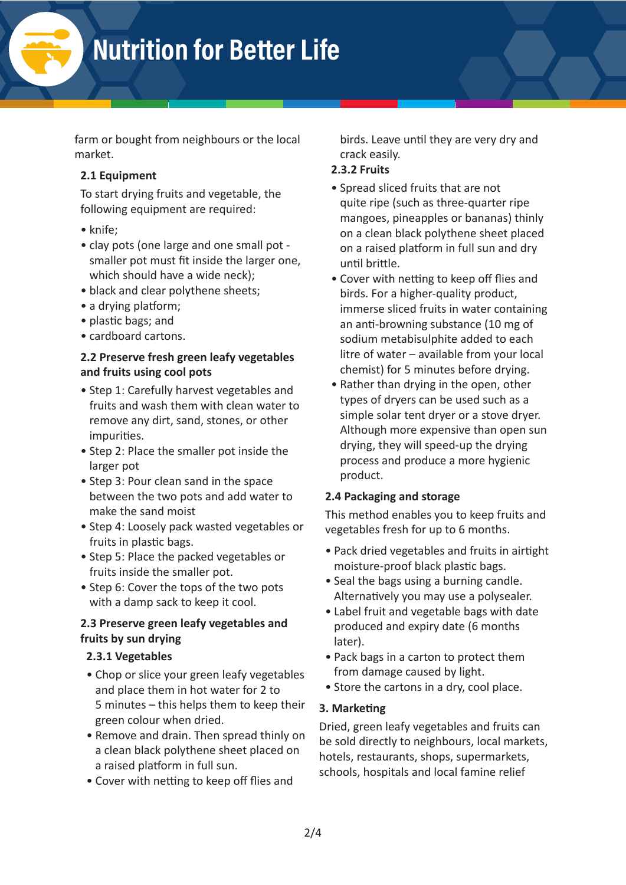farm or bought from neighbours or the local market.

### 2.1 Equipment

To start drying fruits and vegetable, the following equipment are required:

- knife;
- clay pots (one large and one small pot - smaller pot must fit inside the larger one, which should have a wide neck);
- black and clear polythene sheets;
- a drying platform;
- plastic bags; and
- cardboard cartons.

### 2.2 Preserve fresh green leafy vegetables and fruits using cool pots

- Step 1: Carefully harvest vegetables and fruits and wash them with clean water to remove any dirt, sand, stones, or other impurities.
- Step 2: Place the smaller pot inside the larger pot
- Step 3: Pour clean sand in the space between the two pots and add water to make the sand moist
- Step 4: Loosely pack wasted vegetables or fruits in plastic bags.
- Step 5: Place the packed vegetables or fruits inside the smaller pot.
- Step 6: Cover the tops of the two pots with a damp sack to keep it cool.

### 2.3 Preserve green leafy vegetables and fruits by sun drying

#### 2.3.1 Vegetables

- Chop or slice your green leafy vegetables and place them in hot water for 2 to 5 minutes – this helps them to keep their green colour when dried.
- Remove and drain. Then spread thinly on a clean black polythene sheet placed on a raised platform in full sun.
- Cover with netting to keep off flies and birds. Leave until they are very dry and crack easily.

#### 2.3.2 Fruits

- Spread sliced fruits that are not quite ripe (such as three-quarter ripe mangoes, pineapples or bananas) thinly on a clean black polythene sheet placed on a raised platform in full sun and dry until brittle.
- Cover with netting to keep off flies and birds. For a higher-quality product, immerse sliced fruits in water containing an anti-browning substance (10 mg of sodium metabisulphite added to each litre of water – available from your local chemist) for 5 minutes before drying.
- Rather than drying in the open, other types of dryers can be used such as a simple solar tent dryer or a stove dryer. Although more expensive than open sun drying, they will speed-up the drying process and produce a more hygienic product.

### 2.4 Packaging and storage

This method enables you to keep fruits and vegetables fresh for up to 6 months.

- Pack dried vegetables and fruits in airtight moisture-proof black plastic bags.
- Seal the bags using a burning candle. Alternatively you may use a polysealer.
- Label fruit and vegetable bags with date produced and expiry date (6 months later).
- Pack bags in a carton to protect them from damage caused by light.
- Store the cartons in a dry, cool place.

## 3. Marketing

Dried, green leafy vegetables and fruits can be sold directly to neighbours, local markets, hotels, restaurants, shops, supermarkets, schools, hospitals and local famine relief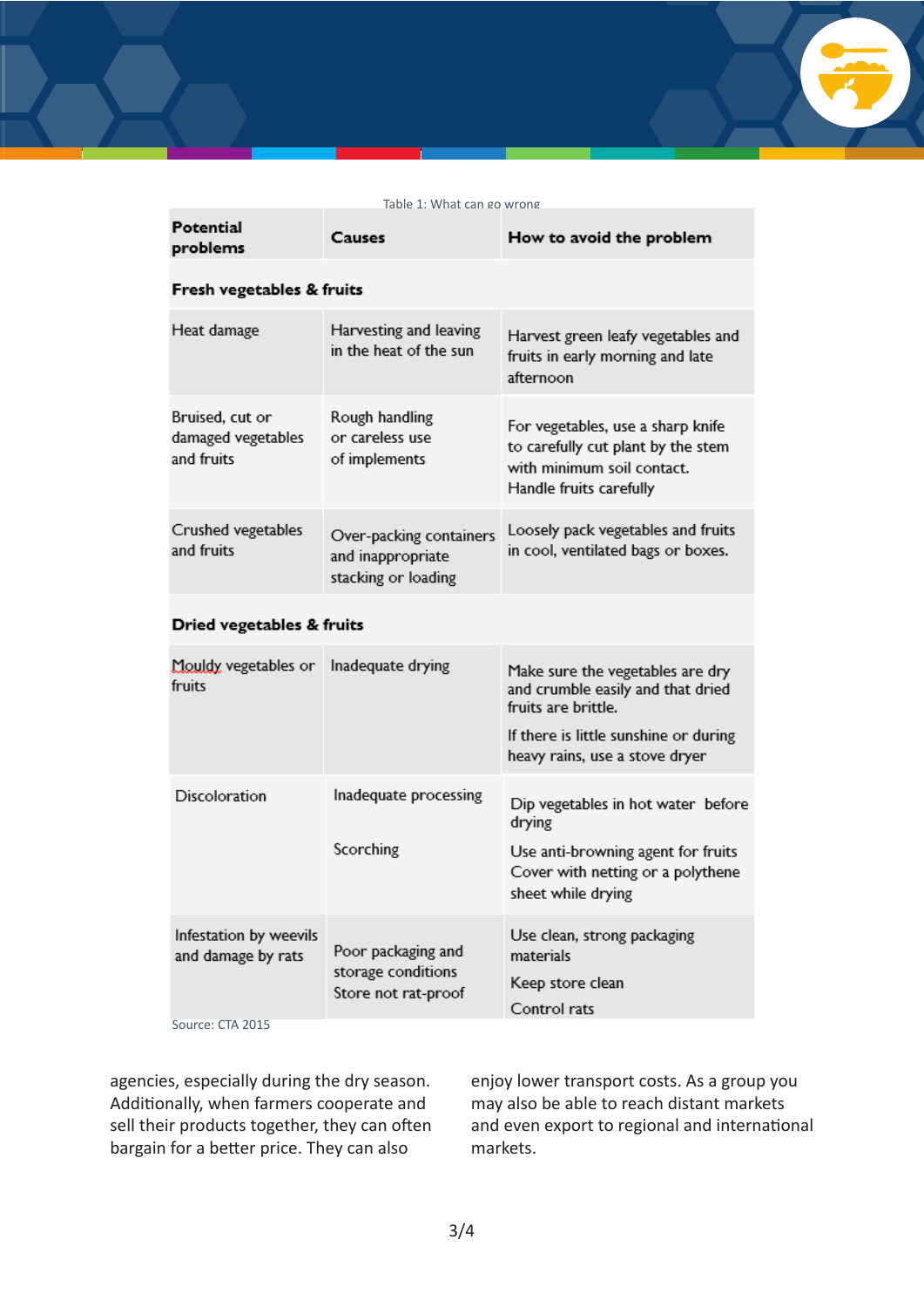Table 1: What can go wrong

| Potential problems | Causes | How to avoid the problem |
|---|---|---|
| **Fresh vegetables & fruits** | | |
| Heat damage | Harvesting and leaving in the heat of the sun | Harvest green leafy vegetables and fruits in early morning and late afternoon |
| Bruised, cut or damaged vegetables and fruits | Rough handling or careless use of implements | For vegetables, use a sharp knife to carefully cut plant by the stem with minimum soil contact. Handle fruits carefully |
| Crushed vegetables and fruits | Over-packing containers and inappropriate stacking or loading | Loosely pack vegetables and fruits in cool, ventilated bags or boxes. |
| **Dried vegetables & fruits** | | |
| Mouldy vegetables or fruits | Inadequate drying | Make sure the vegetables are dry and crumble easily and that dried fruits are brittle. If there is little sunshine or during heavy rains, use a stove dryer |
| Discoloration | Inadequate processing<br><br>Scorching | Dip vegetables in hot water before drying<br>Use anti-browning agent for fruits<br>Cover with netting or a polythene sheet while drying |
| Infestation by weevils and damage by rats | Poor packaging and storage conditions<br>Store not rat-proof | Use clean, strong packaging materials<br>Keep store clean<br>Control rats |

Source: CTA 2015

agencies, especially during the dry season. Additionally, when farmers cooperate and sell their products together, they can often bargain for a better price. They can also enjoy lower transport costs. As a group you may also be able to reach distant markets and even export to regional and international markets.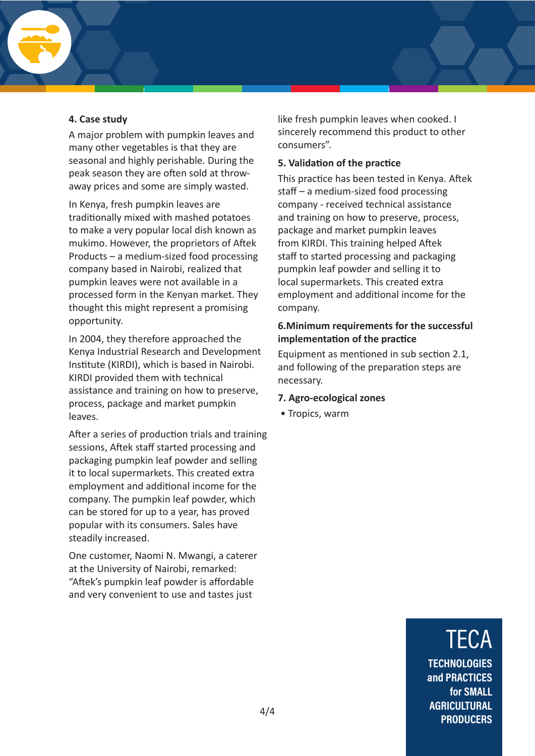## 4. Case study

A major problem with pumpkin leaves and many other vegetables is that they are seasonal and highly perishable. During the peak season they are often sold at throw-away prices and some are simply wasted.

In Kenya, fresh pumpkin leaves are traditionally mixed with mashed potatoes to make a very popular local dish known as mukimo. However, the proprietors of Aftek Products – a medium-sized food processing company based in Nairobi, realized that pumpkin leaves were not available in a processed form in the Kenyan market. They thought this might represent a promising opportunity.

In 2004, they therefore approached the Kenya Industrial Research and Development Institute (KIRDI), which is based in Nairobi. KIRDI provided them with technical assistance and training on how to preserve, process, package and market pumpkin leaves.

After a series of production trials and training sessions, Aftek staff started processing and packaging pumpkin leaf powder and selling it to local supermarkets. This created extra employment and additional income for the company. The pumpkin leaf powder, which can be stored for up to a year, has proved popular with its consumers. Sales have steadily increased.

One customer, Naomi N. Mwangi, a caterer at the University of Nairobi, remarked: "Aftek's pumpkin leaf powder is affordable and very convenient to use and tastes just like fresh pumpkin leaves when cooked. I sincerely recommend this product to other consumers".

## 5. Validation of the practice

This practice has been tested in Kenya. Aftek staff – a medium-sized food processing company - received technical assistance and training on how to preserve, process, package and market pumpkin leaves from KIRDI. This training helped Aftek staff to started processing and packaging pumpkin leaf powder and selling it to local supermarkets. This created extra employment and additional income for the company.

## 6.Minimum requirements for the successful implementation of the practice

Equipment as mentioned in sub section 2.1, and following of the preparation steps are necessary.

## 7. Agro-ecological zones

- Tropics, warm

TECA

TECHNOLOGIES and PRACTICES for SMALL AGRICULTURAL PRODUCERS